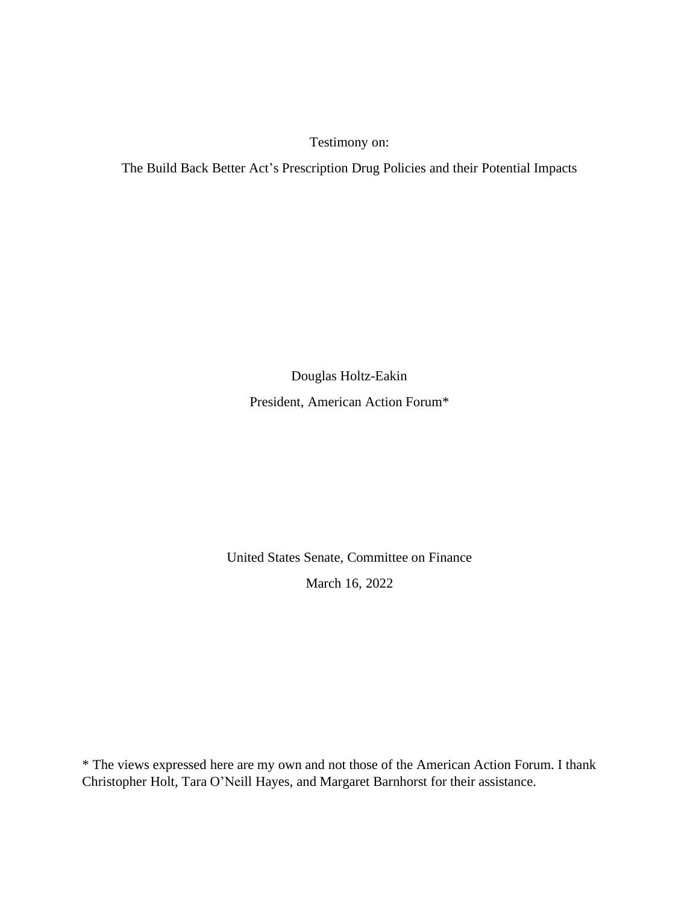Testimony on:

The Build Back Better Act's Prescription Drug Policies and their Potential Impacts

Douglas Holtz-Eakin

President, American Action Forum*

United States Senate, Committee on Finance

March 16, 2022

* The views expressed here are my own and not those of the American Action Forum. I thank Christopher Holt, Tara O'Neill Hayes, and Margaret Barnhorst for their assistance.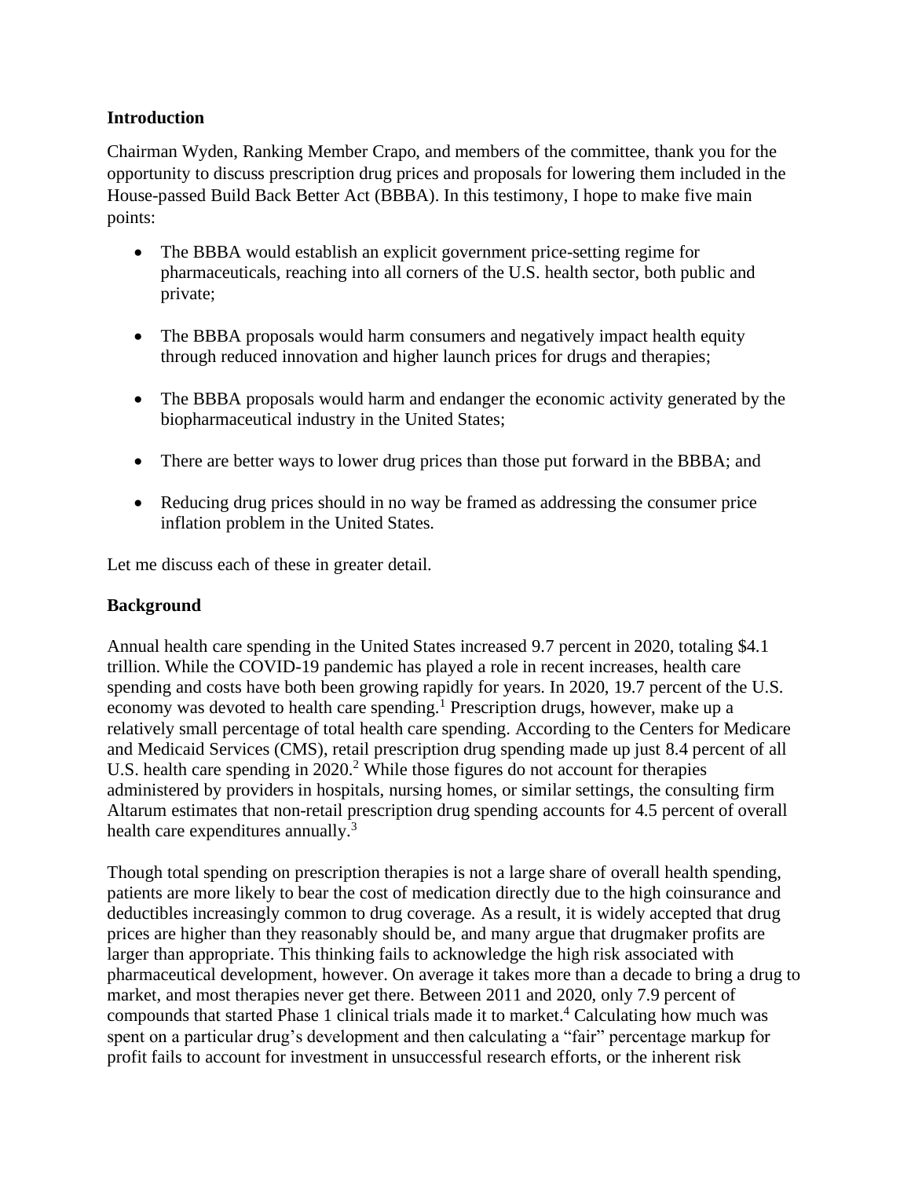**Introduction**

Chairman Wyden, Ranking Member Crapo, and members of the committee, thank you for the opportunity to discuss prescription drug prices and proposals for lowering them included in the House-passed Build Back Better Act (BBBA). In this testimony, I hope to make five main points:

- The BBBA would establish an explicit government price-setting regime for pharmaceuticals, reaching into all corners of the U.S. health sector, both public and private;
- The BBBA proposals would harm consumers and negatively impact health equity through reduced innovation and higher launch prices for drugs and therapies;
- The BBBA proposals would harm and endanger the economic activity generated by the biopharmaceutical industry in the United States;
- There are better ways to lower drug prices than those put forward in the BBBA; and
- Reducing drug prices should in no way be framed as addressing the consumer price inflation problem in the United States.

Let me discuss each of these in greater detail.

**Background**

Annual health care spending in the United States increased 9.7 percent in 2020, totaling $4.1 trillion. While the COVID-19 pandemic has played a role in recent increases, health care spending and costs have both been growing rapidly for years. In 2020, 19.7 percent of the U.S. economy was devoted to health care spending.[1] Prescription drugs, however, make up a relatively small percentage of total health care spending. According to the Centers for Medicare and Medicaid Services (CMS), retail prescription drug spending made up just 8.4 percent of all U.S. health care spending in 2020.[2] While those figures do not account for therapies administered by providers in hospitals, nursing homes, or similar settings, the consulting firm Altarum estimates that non-retail prescription drug spending accounts for 4.5 percent of overall health care expenditures annually.[3]

Though total spending on prescription therapies is not a large share of overall health spending, patients are more likely to bear the cost of medication directly due to the high coinsurance and deductibles increasingly common to drug coverage. As a result, it is widely accepted that drug prices are higher than they reasonably should be, and many argue that drugmaker profits are larger than appropriate. This thinking fails to acknowledge the high risk associated with pharmaceutical development, however. On average it takes more than a decade to bring a drug to market, and most therapies never get there. Between 2011 and 2020, only 7.9 percent of compounds that started Phase 1 clinical trials made it to market.[4] Calculating how much was spent on a particular drug's development and then calculating a "fair" percentage markup for profit fails to account for investment in unsuccessful research efforts, or the inherent risk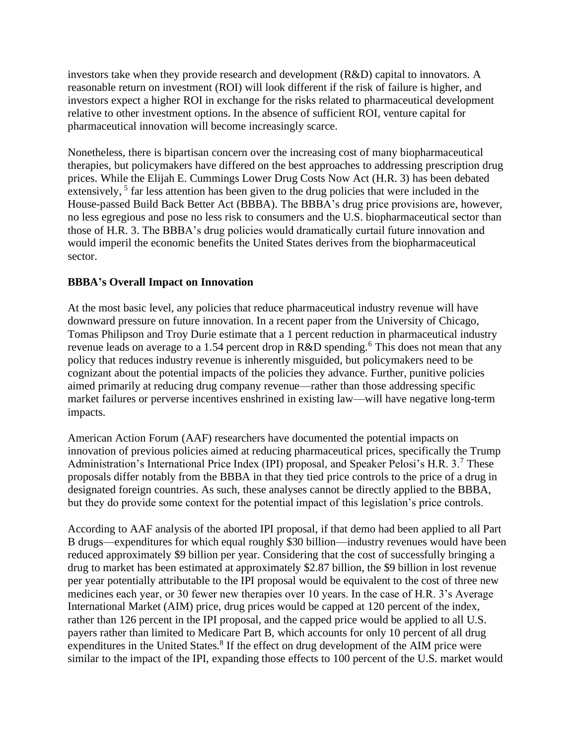investors take when they provide research and development (R&D) capital to innovators. A reasonable return on investment (ROI) will look different if the risk of failure is higher, and investors expect a higher ROI in exchange for the risks related to pharmaceutical development relative to other investment options. In the absence of sufficient ROI, venture capital for pharmaceutical innovation will become increasingly scarce.

Nonetheless, there is bipartisan concern over the increasing cost of many biopharmaceutical therapies, but policymakers have differed on the best approaches to addressing prescription drug prices. While the Elijah E. Cummings Lower Drug Costs Now Act (H.R. 3) has been debated extensively,[5] far less attention has been given to the drug policies that were included in the House-passed Build Back Better Act (BBBA). The BBBA's drug price provisions are, however, no less egregious and pose no less risk to consumers and the U.S. biopharmaceutical sector than those of H.R. 3. The BBBA's drug policies would dramatically curtail future innovation and would imperil the economic benefits the United States derives from the biopharmaceutical sector.

**BBBA's Overall Impact on Innovation**

At the most basic level, any policies that reduce pharmaceutical industry revenue will have downward pressure on future innovation. In a recent paper from the University of Chicago, Tomas Philipson and Troy Durie estimate that a 1 percent reduction in pharmaceutical industry revenue leads on average to a 1.54 percent drop in R&D spending.[6] This does not mean that any policy that reduces industry revenue is inherently misguided, but policymakers need to be cognizant about the potential impacts of the policies they advance. Further, punitive policies aimed primarily at reducing drug company revenue—rather than those addressing specific market failures or perverse incentives enshrined in existing law—will have negative long-term impacts.

American Action Forum (AAF) researchers have documented the potential impacts on innovation of previous policies aimed at reducing pharmaceutical prices, specifically the Trump Administration's International Price Index (IPI) proposal, and Speaker Pelosi's H.R. 3.[7] These proposals differ notably from the BBBA in that they tied price controls to the price of a drug in designated foreign countries. As such, these analyses cannot be directly applied to the BBBA, but they do provide some context for the potential impact of this legislation's price controls.

According to AAF analysis of the aborted IPI proposal, if that demo had been applied to all Part B drugs—expenditures for which equal roughly $30 billion—industry revenues would have been reduced approximately $9 billion per year. Considering that the cost of successfully bringing a drug to market has been estimated at approximately $2.87 billion, the $9 billion in lost revenue per year potentially attributable to the IPI proposal would be equivalent to the cost of three new medicines each year, or 30 fewer new therapies over 10 years. In the case of H.R. 3's Average International Market (AIM) price, drug prices would be capped at 120 percent of the index, rather than 126 percent in the IPI proposal, and the capped price would be applied to all U.S. payers rather than limited to Medicare Part B, which accounts for only 10 percent of all drug expenditures in the United States.[8] If the effect on drug development of the AIM price were similar to the impact of the IPI, expanding those effects to 100 percent of the U.S. market would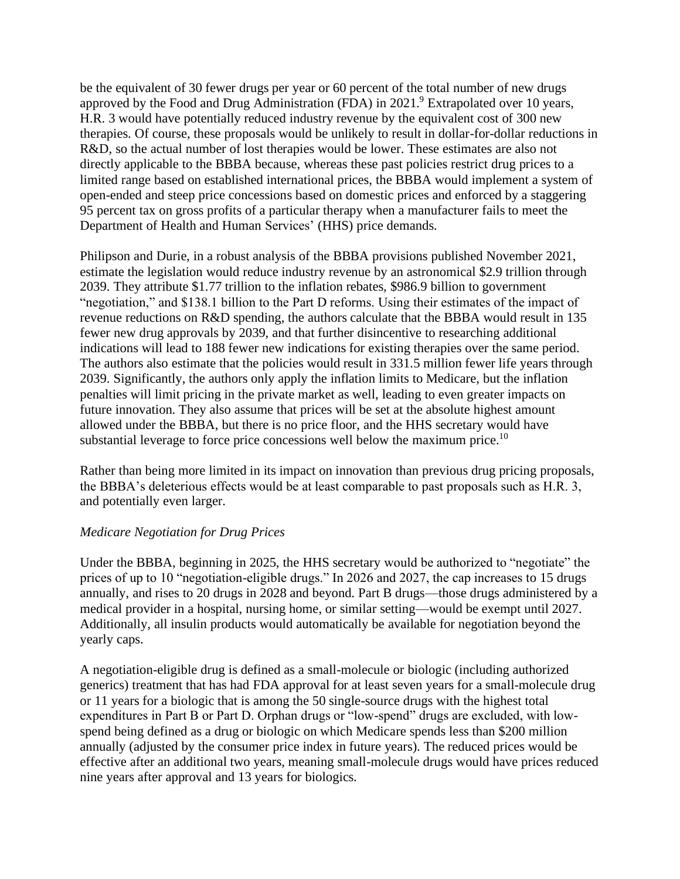be the equivalent of 30 fewer drugs per year or 60 percent of the total number of new drugs approved by the Food and Drug Administration (FDA) in 2021.[9] Extrapolated over 10 years, H.R. 3 would have potentially reduced industry revenue by the equivalent cost of 300 new therapies. Of course, these proposals would be unlikely to result in dollar-for-dollar reductions in R&D, so the actual number of lost therapies would be lower. These estimates are also not directly applicable to the BBBA because, whereas these past policies restrict drug prices to a limited range based on established international prices, the BBBA would implement a system of open-ended and steep price concessions based on domestic prices and enforced by a staggering 95 percent tax on gross profits of a particular therapy when a manufacturer fails to meet the Department of Health and Human Services' (HHS) price demands.

Philipson and Durie, in a robust analysis of the BBBA provisions published November 2021, estimate the legislation would reduce industry revenue by an astronomical $2.9 trillion through 2039. They attribute $1.77 trillion to the inflation rebates, $986.9 billion to government "negotiation," and $138.1 billion to the Part D reforms. Using their estimates of the impact of revenue reductions on R&D spending, the authors calculate that the BBBA would result in 135 fewer new drug approvals by 2039, and that further disincentive to researching additional indications will lead to 188 fewer new indications for existing therapies over the same period. The authors also estimate that the policies would result in 331.5 million fewer life years through 2039. Significantly, the authors only apply the inflation limits to Medicare, but the inflation penalties will limit pricing in the private market as well, leading to even greater impacts on future innovation. They also assume that prices will be set at the absolute highest amount allowed under the BBBA, but there is no price floor, and the HHS secretary would have substantial leverage to force price concessions well below the maximum price.[10]

Rather than being more limited in its impact on innovation than previous drug pricing proposals, the BBBA's deleterious effects would be at least comparable to past proposals such as H.R. 3, and potentially even larger.

*Medicare Negotiation for Drug Prices*

Under the BBBA, beginning in 2025, the HHS secretary would be authorized to "negotiate" the prices of up to 10 "negotiation-eligible drugs." In 2026 and 2027, the cap increases to 15 drugs annually, and rises to 20 drugs in 2028 and beyond. Part B drugs—those drugs administered by a medical provider in a hospital, nursing home, or similar setting—would be exempt until 2027. Additionally, all insulin products would automatically be available for negotiation beyond the yearly caps.

A negotiation-eligible drug is defined as a small-molecule or biologic (including authorized generics) treatment that has had FDA approval for at least seven years for a small-molecule drug or 11 years for a biologic that is among the 50 single-source drugs with the highest total expenditures in Part B or Part D. Orphan drugs or "low-spend" drugs are excluded, with low-spend being defined as a drug or biologic on which Medicare spends less than $200 million annually (adjusted by the consumer price index in future years). The reduced prices would be effective after an additional two years, meaning small-molecule drugs would have prices reduced nine years after approval and 13 years for biologics.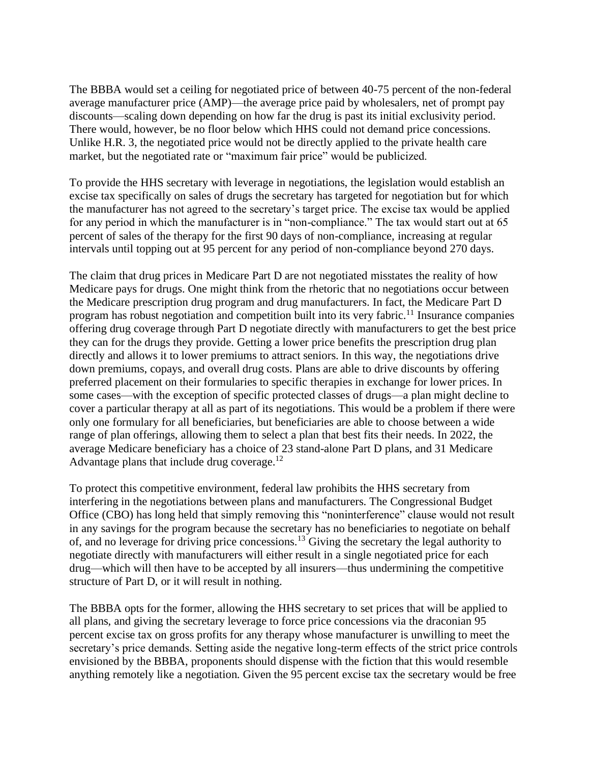The BBBA would set a ceiling for negotiated price of between 40-75 percent of the non-federal average manufacturer price (AMP)—the average price paid by wholesalers, net of prompt pay discounts—scaling down depending on how far the drug is past its initial exclusivity period. There would, however, be no floor below which HHS could not demand price concessions. Unlike H.R. 3, the negotiated price would not be directly applied to the private health care market, but the negotiated rate or "maximum fair price" would be publicized.

To provide the HHS secretary with leverage in negotiations, the legislation would establish an excise tax specifically on sales of drugs the secretary has targeted for negotiation but for which the manufacturer has not agreed to the secretary's target price. The excise tax would be applied for any period in which the manufacturer is in "non-compliance." The tax would start out at 65 percent of sales of the therapy for the first 90 days of non-compliance, increasing at regular intervals until topping out at 95 percent for any period of non-compliance beyond 270 days.

The claim that drug prices in Medicare Part D are not negotiated misstates the reality of how Medicare pays for drugs. One might think from the rhetoric that no negotiations occur between the Medicare prescription drug program and drug manufacturers. In fact, the Medicare Part D program has robust negotiation and competition built into its very fabric.[11] Insurance companies offering drug coverage through Part D negotiate directly with manufacturers to get the best price they can for the drugs they provide. Getting a lower price benefits the prescription drug plan directly and allows it to lower premiums to attract seniors. In this way, the negotiations drive down premiums, copays, and overall drug costs. Plans are able to drive discounts by offering preferred placement on their formularies to specific therapies in exchange for lower prices. In some cases—with the exception of specific protected classes of drugs—a plan might decline to cover a particular therapy at all as part of its negotiations. This would be a problem if there were only one formulary for all beneficiaries, but beneficiaries are able to choose between a wide range of plan offerings, allowing them to select a plan that best fits their needs. In 2022, the average Medicare beneficiary has a choice of 23 stand-alone Part D plans, and 31 Medicare Advantage plans that include drug coverage.[12]

To protect this competitive environment, federal law prohibits the HHS secretary from interfering in the negotiations between plans and manufacturers. The Congressional Budget Office (CBO) has long held that simply removing this "noninterference" clause would not result in any savings for the program because the secretary has no beneficiaries to negotiate on behalf of, and no leverage for driving price concessions.[13] Giving the secretary the legal authority to negotiate directly with manufacturers will either result in a single negotiated price for each drug—which will then have to be accepted by all insurers—thus undermining the competitive structure of Part D, or it will result in nothing.

The BBBA opts for the former, allowing the HHS secretary to set prices that will be applied to all plans, and giving the secretary leverage to force price concessions via the draconian 95 percent excise tax on gross profits for any therapy whose manufacturer is unwilling to meet the secretary's price demands. Setting aside the negative long-term effects of the strict price controls envisioned by the BBBA, proponents should dispense with the fiction that this would resemble anything remotely like a negotiation. Given the 95 percent excise tax the secretary would be free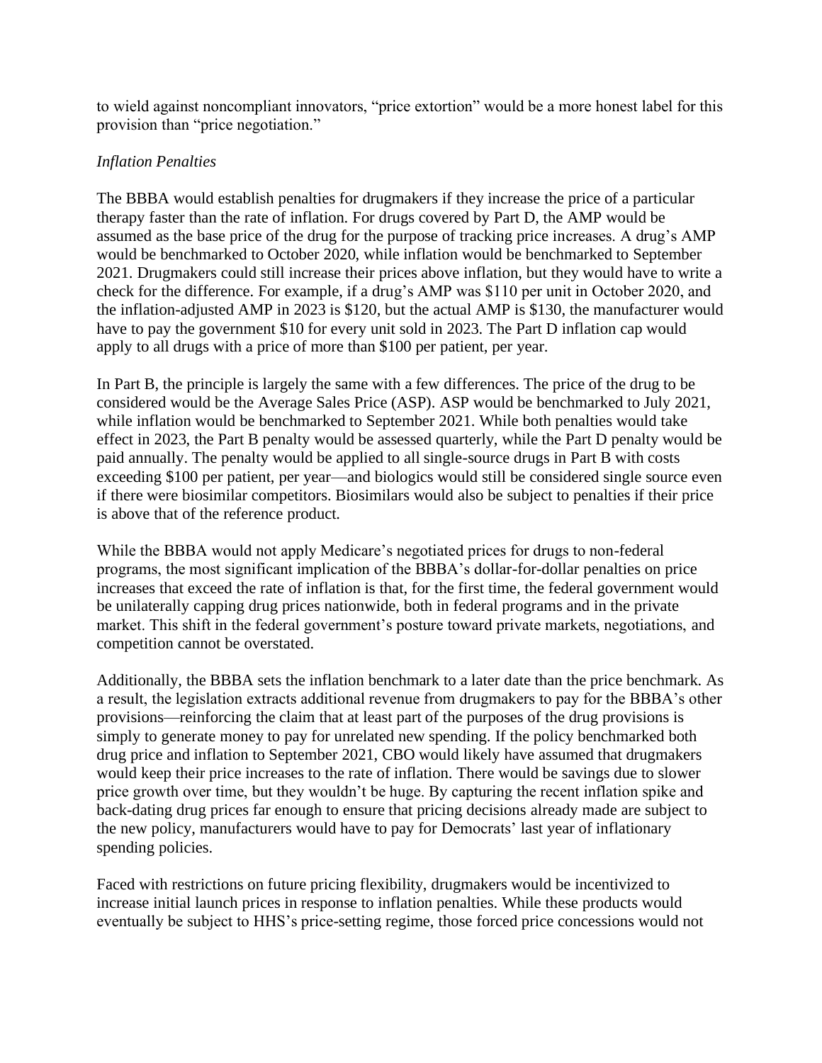to wield against noncompliant innovators, "price extortion" would be a more honest label for this provision than "price negotiation."

*Inflation Penalties*

The BBBA would establish penalties for drugmakers if they increase the price of a particular therapy faster than the rate of inflation. For drugs covered by Part D, the AMP would be assumed as the base price of the drug for the purpose of tracking price increases. A drug's AMP would be benchmarked to October 2020, while inflation would be benchmarked to September 2021. Drugmakers could still increase their prices above inflation, but they would have to write a check for the difference. For example, if a drug's AMP was $110 per unit in October 2020, and the inflation-adjusted AMP in 2023 is $120, but the actual AMP is $130, the manufacturer would have to pay the government $10 for every unit sold in 2023. The Part D inflation cap would apply to all drugs with a price of more than $100 per patient, per year.

In Part B, the principle is largely the same with a few differences. The price of the drug to be considered would be the Average Sales Price (ASP). ASP would be benchmarked to July 2021, while inflation would be benchmarked to September 2021. While both penalties would take effect in 2023, the Part B penalty would be assessed quarterly, while the Part D penalty would be paid annually. The penalty would be applied to all single-source drugs in Part B with costs exceeding $100 per patient, per year—and biologics would still be considered single source even if there were biosimilar competitors. Biosimilars would also be subject to penalties if their price is above that of the reference product.

While the BBBA would not apply Medicare's negotiated prices for drugs to non-federal programs, the most significant implication of the BBBA's dollar-for-dollar penalties on price increases that exceed the rate of inflation is that, for the first time, the federal government would be unilaterally capping drug prices nationwide, both in federal programs and in the private market. This shift in the federal government's posture toward private markets, negotiations, and competition cannot be overstated.

Additionally, the BBBA sets the inflation benchmark to a later date than the price benchmark. As a result, the legislation extracts additional revenue from drugmakers to pay for the BBBA's other provisions—reinforcing the claim that at least part of the purposes of the drug provisions is simply to generate money to pay for unrelated new spending. If the policy benchmarked both drug price and inflation to September 2021, CBO would likely have assumed that drugmakers would keep their price increases to the rate of inflation. There would be savings due to slower price growth over time, but they wouldn't be huge. By capturing the recent inflation spike and back-dating drug prices far enough to ensure that pricing decisions already made are subject to the new policy, manufacturers would have to pay for Democrats' last year of inflationary spending policies.

Faced with restrictions on future pricing flexibility, drugmakers would be incentivized to increase initial launch prices in response to inflation penalties. While these products would eventually be subject to HHS's price-setting regime, those forced price concessions would not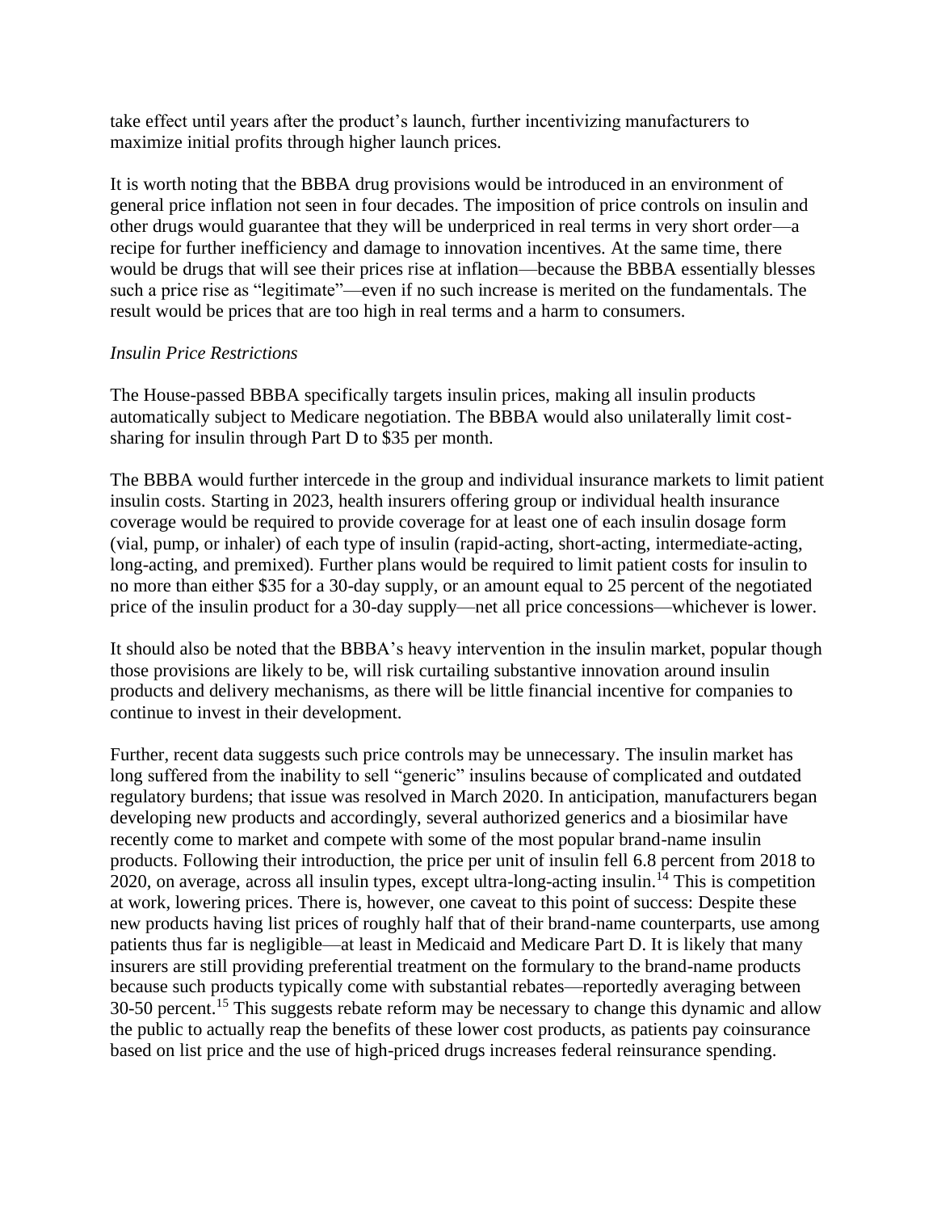take effect until years after the product's launch, further incentivizing manufacturers to maximize initial profits through higher launch prices.

It is worth noting that the BBBA drug provisions would be introduced in an environment of general price inflation not seen in four decades. The imposition of price controls on insulin and other drugs would guarantee that they will be underpriced in real terms in very short order—a recipe for further inefficiency and damage to innovation incentives. At the same time, there would be drugs that will see their prices rise at inflation—because the BBBA essentially blesses such a price rise as "legitimate"—even if no such increase is merited on the fundamentals. The result would be prices that are too high in real terms and a harm to consumers.

*Insulin Price Restrictions*

The House-passed BBBA specifically targets insulin prices, making all insulin products automatically subject to Medicare negotiation. The BBBA would also unilaterally limit cost-sharing for insulin through Part D to $35 per month.

The BBBA would further intercede in the group and individual insurance markets to limit patient insulin costs. Starting in 2023, health insurers offering group or individual health insurance coverage would be required to provide coverage for at least one of each insulin dosage form (vial, pump, or inhaler) of each type of insulin (rapid-acting, short-acting, intermediate-acting, long-acting, and premixed). Further plans would be required to limit patient costs for insulin to no more than either $35 for a 30-day supply, or an amount equal to 25 percent of the negotiated price of the insulin product for a 30-day supply—net all price concessions—whichever is lower.

It should also be noted that the BBBA's heavy intervention in the insulin market, popular though those provisions are likely to be, will risk curtailing substantive innovation around insulin products and delivery mechanisms, as there will be little financial incentive for companies to continue to invest in their development.

Further, recent data suggests such price controls may be unnecessary. The insulin market has long suffered from the inability to sell "generic" insulins because of complicated and outdated regulatory burdens; that issue was resolved in March 2020. In anticipation, manufacturers began developing new products and accordingly, several authorized generics and a biosimilar have recently come to market and compete with some of the most popular brand-name insulin products. Following their introduction, the price per unit of insulin fell 6.8 percent from 2018 to 2020, on average, across all insulin types, except ultra-long-acting insulin.[14] This is competition at work, lowering prices. There is, however, one caveat to this point of success: Despite these new products having list prices of roughly half that of their brand-name counterparts, use among patients thus far is negligible—at least in Medicaid and Medicare Part D. It is likely that many insurers are still providing preferential treatment on the formulary to the brand-name products because such products typically come with substantial rebates—reportedly averaging between 30-50 percent.[15] This suggests rebate reform may be necessary to change this dynamic and allow the public to actually reap the benefits of these lower cost products, as patients pay coinsurance based on list price and the use of high-priced drugs increases federal reinsurance spending.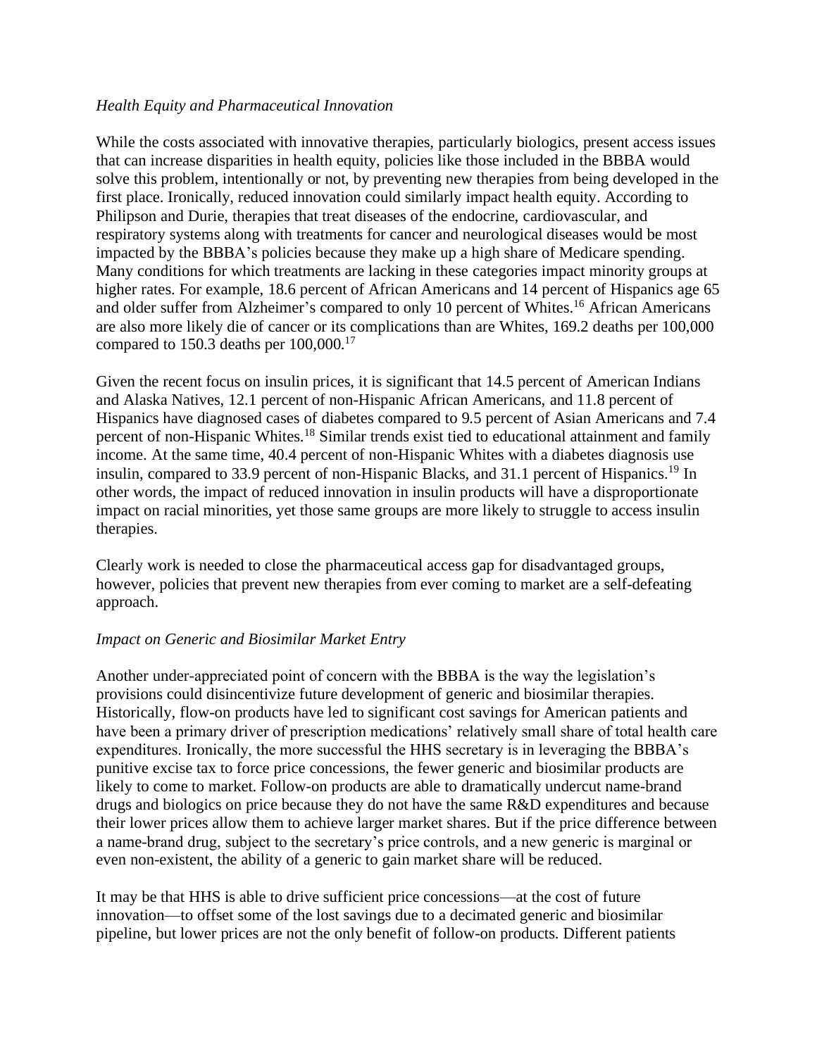*Health Equity and Pharmaceutical Innovation*

While the costs associated with innovative therapies, particularly biologics, present access issues that can increase disparities in health equity, policies like those included in the BBBA would solve this problem, intentionally or not, by preventing new therapies from being developed in the first place. Ironically, reduced innovation could similarly impact health equity. According to Philipson and Durie, therapies that treat diseases of the endocrine, cardiovascular, and respiratory systems along with treatments for cancer and neurological diseases would be most impacted by the BBBA's policies because they make up a high share of Medicare spending. Many conditions for which treatments are lacking in these categories impact minority groups at higher rates. For example, 18.6 percent of African Americans and 14 percent of Hispanics age 65 and older suffer from Alzheimer's compared to only 10 percent of Whites.[16] African Americans are also more likely die of cancer or its complications than are Whites, 169.2 deaths per 100,000 compared to 150.3 deaths per 100,000.[17]

Given the recent focus on insulin prices, it is significant that 14.5 percent of American Indians and Alaska Natives, 12.1 percent of non-Hispanic African Americans, and 11.8 percent of Hispanics have diagnosed cases of diabetes compared to 9.5 percent of Asian Americans and 7.4 percent of non-Hispanic Whites.[18] Similar trends exist tied to educational attainment and family income. At the same time, 40.4 percent of non-Hispanic Whites with a diabetes diagnosis use insulin, compared to 33.9 percent of non-Hispanic Blacks, and 31.1 percent of Hispanics.[19] In other words, the impact of reduced innovation in insulin products will have a disproportionate impact on racial minorities, yet those same groups are more likely to struggle to access insulin therapies.

Clearly work is needed to close the pharmaceutical access gap for disadvantaged groups, however, policies that prevent new therapies from ever coming to market are a self-defeating approach.

*Impact on Generic and Biosimilar Market Entry*

Another under-appreciated point of concern with the BBBA is the way the legislation's provisions could disincentivize future development of generic and biosimilar therapies. Historically, flow-on products have led to significant cost savings for American patients and have been a primary driver of prescription medications' relatively small share of total health care expenditures. Ironically, the more successful the HHS secretary is in leveraging the BBBA's punitive excise tax to force price concessions, the fewer generic and biosimilar products are likely to come to market. Follow-on products are able to dramatically undercut name-brand drugs and biologics on price because they do not have the same R&D expenditures and because their lower prices allow them to achieve larger market shares. But if the price difference between a name-brand drug, subject to the secretary's price controls, and a new generic is marginal or even non-existent, the ability of a generic to gain market share will be reduced.

It may be that HHS is able to drive sufficient price concessions—at the cost of future innovation—to offset some of the lost savings due to a decimated generic and biosimilar pipeline, but lower prices are not the only benefit of follow-on products. Different patients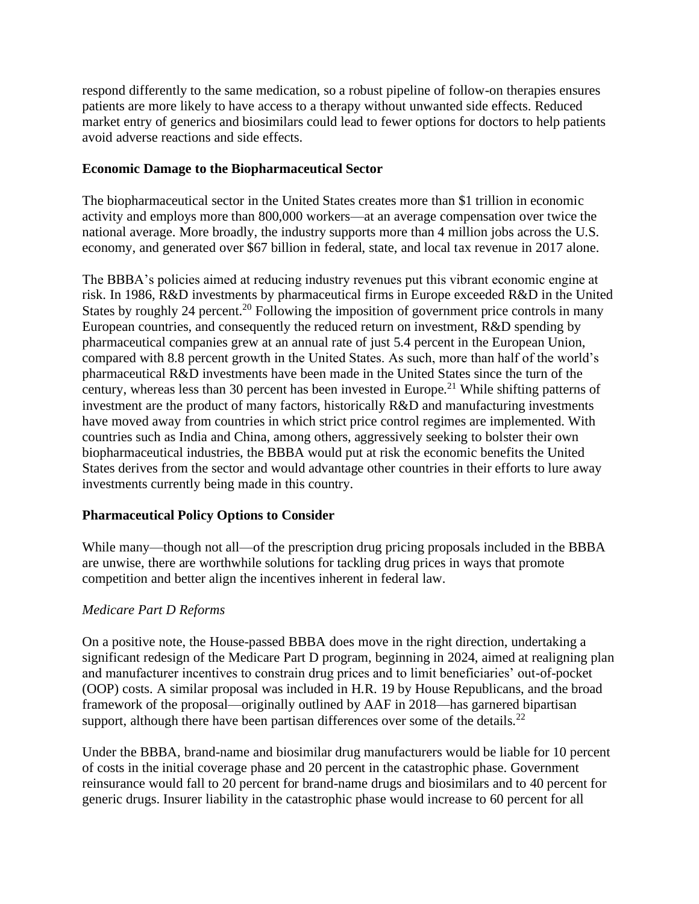respond differently to the same medication, so a robust pipeline of follow-on therapies ensures patients are more likely to have access to a therapy without unwanted side effects. Reduced market entry of generics and biosimilars could lead to fewer options for doctors to help patients avoid adverse reactions and side effects.

**Economic Damage to the Biopharmaceutical Sector**

The biopharmaceutical sector in the United States creates more than $1 trillion in economic activity and employs more than 800,000 workers—at an average compensation over twice the national average. More broadly, the industry supports more than 4 million jobs across the U.S. economy, and generated over $67 billion in federal, state, and local tax revenue in 2017 alone.

The BBBA's policies aimed at reducing industry revenues put this vibrant economic engine at risk. In 1986, R&D investments by pharmaceutical firms in Europe exceeded R&D in the United States by roughly 24 percent.[20] Following the imposition of government price controls in many European countries, and consequently the reduced return on investment, R&D spending by pharmaceutical companies grew at an annual rate of just 5.4 percent in the European Union, compared with 8.8 percent growth in the United States. As such, more than half of the world's pharmaceutical R&D investments have been made in the United States since the turn of the century, whereas less than 30 percent has been invested in Europe.[21] While shifting patterns of investment are the product of many factors, historically R&D and manufacturing investments have moved away from countries in which strict price control regimes are implemented. With countries such as India and China, among others, aggressively seeking to bolster their own biopharmaceutical industries, the BBBA would put at risk the economic benefits the United States derives from the sector and would advantage other countries in their efforts to lure away investments currently being made in this country.

**Pharmaceutical Policy Options to Consider**

While many—though not all—of the prescription drug pricing proposals included in the BBBA are unwise, there are worthwhile solutions for tackling drug prices in ways that promote competition and better align the incentives inherent in federal law.

*Medicare Part D Reforms*

On a positive note, the House-passed BBBA does move in the right direction, undertaking a significant redesign of the Medicare Part D program, beginning in 2024, aimed at realigning plan and manufacturer incentives to constrain drug prices and to limit beneficiaries' out-of-pocket (OOP) costs. A similar proposal was included in H.R. 19 by House Republicans, and the broad framework of the proposal—originally outlined by AAF in 2018—has garnered bipartisan support, although there have been partisan differences over some of the details.[22]

Under the BBBA, brand-name and biosimilar drug manufacturers would be liable for 10 percent of costs in the initial coverage phase and 20 percent in the catastrophic phase. Government reinsurance would fall to 20 percent for brand-name drugs and biosimilars and to 40 percent for generic drugs. Insurer liability in the catastrophic phase would increase to 60 percent for all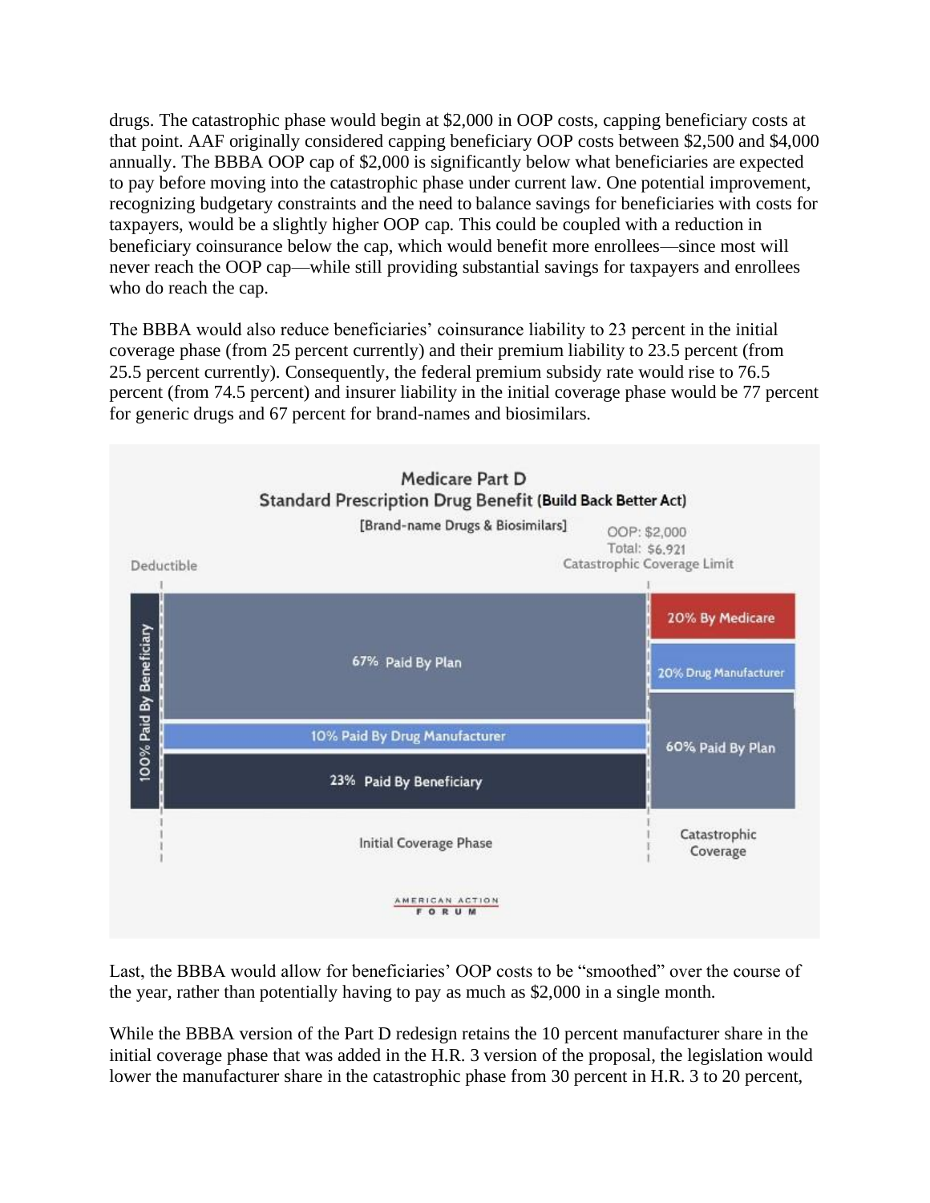drugs. The catastrophic phase would begin at $2,000 in OOP costs, capping beneficiary costs at that point. AAF originally considered capping beneficiary OOP costs between $2,500 and $4,000 annually. The BBBA OOP cap of $2,000 is significantly below what beneficiaries are expected to pay before moving into the catastrophic phase under current law. One potential improvement, recognizing budgetary constraints and the need to balance savings for beneficiaries with costs for taxpayers, would be a slightly higher OOP cap. This could be coupled with a reduction in beneficiary coinsurance below the cap, which would benefit more enrollees—since most will never reach the OOP cap—while still providing substantial savings for taxpayers and enrollees who do reach the cap.

The BBBA would also reduce beneficiaries' coinsurance liability to 23 percent in the initial coverage phase (from 25 percent currently) and their premium liability to 23.5 percent (from 25.5 percent currently). Consequently, the federal premium subsidy rate would rise to 76.5 percent (from 74.5 percent) and insurer liability in the initial coverage phase would be 77 percent for generic drugs and 67 percent for brand-names and biosimilars.

Medicare Part D
Standard Prescription Drug Benefit (Build Back Better Act)
[Brand-name Drugs & Biosimilars]

| | Deductible | Initial Coverage Phase | Catastrophic Coverage (Catastrophic Coverage Limit — OOP: $2,000; Total: $6,921) |
|---|---|---|---|
| | 100% Paid By Beneficiary | 67% Paid By Plan | 20% By Medicare |
| | | 10% Paid By Drug Manufacturer | 20% Drug Manufacturer |
| | | 23% Paid By Beneficiary | 60% Paid By Plan |

AMERICAN ACTION FORUM

Last, the BBBA would allow for beneficiaries' OOP costs to be "smoothed" over the course of the year, rather than potentially having to pay as much as $2,000 in a single month.

While the BBBA version of the Part D redesign retains the 10 percent manufacturer share in the initial coverage phase that was added in the H.R. 3 version of the proposal, the legislation would lower the manufacturer share in the catastrophic phase from 30 percent in H.R. 3 to 20 percent,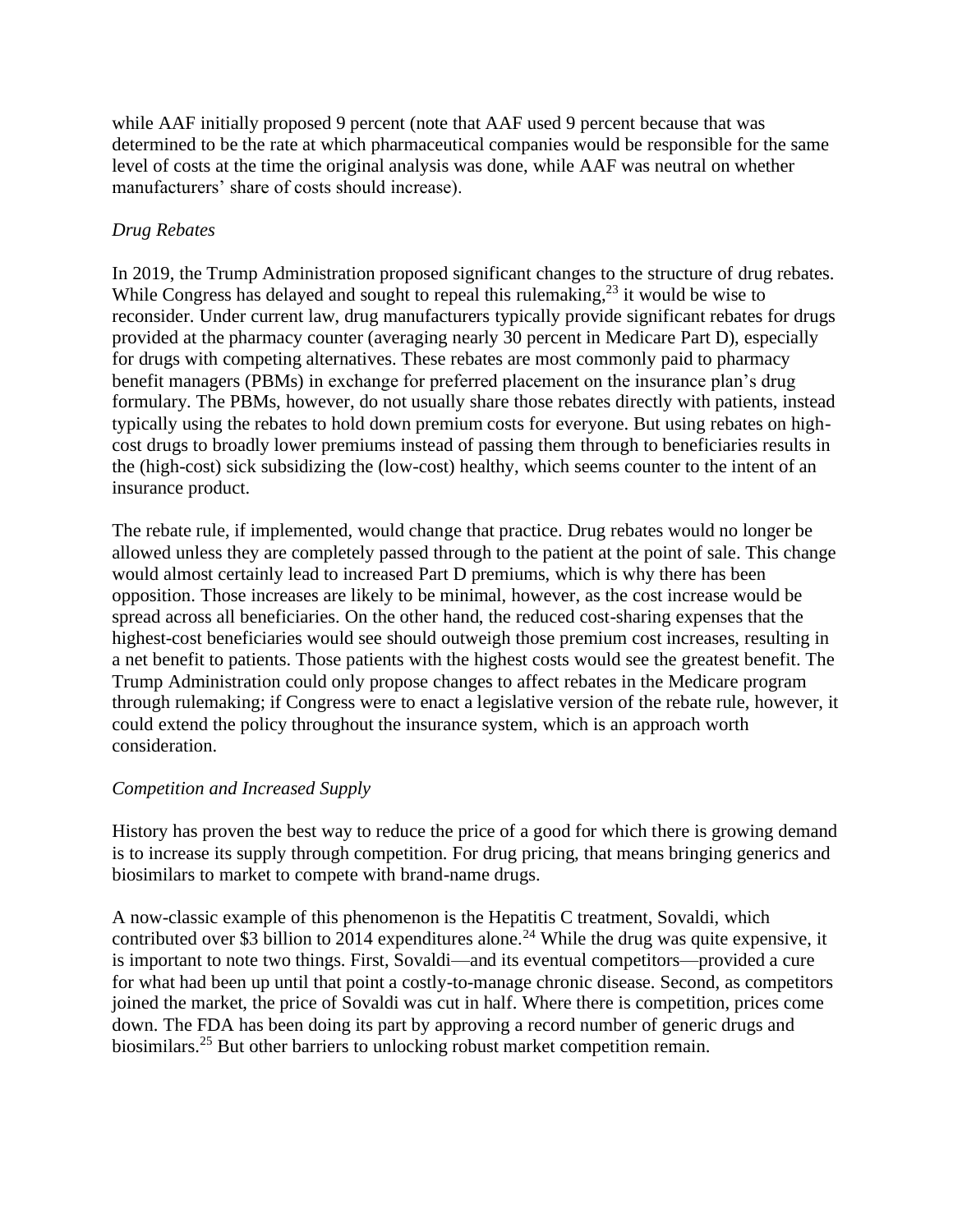while AAF initially proposed 9 percent (note that AAF used 9 percent because that was determined to be the rate at which pharmaceutical companies would be responsible for the same level of costs at the time the original analysis was done, while AAF was neutral on whether manufacturers' share of costs should increase).

### *Drug Rebates*

In 2019, the Trump Administration proposed significant changes to the structure of drug rebates. While Congress has delayed and sought to repeal this rulemaking,[23] it would be wise to reconsider. Under current law, drug manufacturers typically provide significant rebates for drugs provided at the pharmacy counter (averaging nearly 30 percent in Medicare Part D), especially for drugs with competing alternatives. These rebates are most commonly paid to pharmacy benefit managers (PBMs) in exchange for preferred placement on the insurance plan's drug formulary. The PBMs, however, do not usually share those rebates directly with patients, instead typically using the rebates to hold down premium costs for everyone. But using rebates on high-cost drugs to broadly lower premiums instead of passing them through to beneficiaries results in the (high-cost) sick subsidizing the (low-cost) healthy, which seems counter to the intent of an insurance product.

The rebate rule, if implemented, would change that practice. Drug rebates would no longer be allowed unless they are completely passed through to the patient at the point of sale. This change would almost certainly lead to increased Part D premiums, which is why there has been opposition. Those increases are likely to be minimal, however, as the cost increase would be spread across all beneficiaries. On the other hand, the reduced cost-sharing expenses that the highest-cost beneficiaries would see should outweigh those premium cost increases, resulting in a net benefit to patients. Those patients with the highest costs would see the greatest benefit. The Trump Administration could only propose changes to affect rebates in the Medicare program through rulemaking; if Congress were to enact a legislative version of the rebate rule, however, it could extend the policy throughout the insurance system, which is an approach worth consideration.

### *Competition and Increased Supply*

History has proven the best way to reduce the price of a good for which there is growing demand is to increase its supply through competition. For drug pricing, that means bringing generics and biosimilars to market to compete with brand-name drugs.

A now-classic example of this phenomenon is the Hepatitis C treatment, Sovaldi, which contributed over $3 billion to 2014 expenditures alone.[24] While the drug was quite expensive, it is important to note two things. First, Sovaldi—and its eventual competitors—provided a cure for what had been up until that point a costly-to-manage chronic disease. Second, as competitors joined the market, the price of Sovaldi was cut in half. Where there is competition, prices come down. The FDA has been doing its part by approving a record number of generic drugs and biosimilars.[25] But other barriers to unlocking robust market competition remain.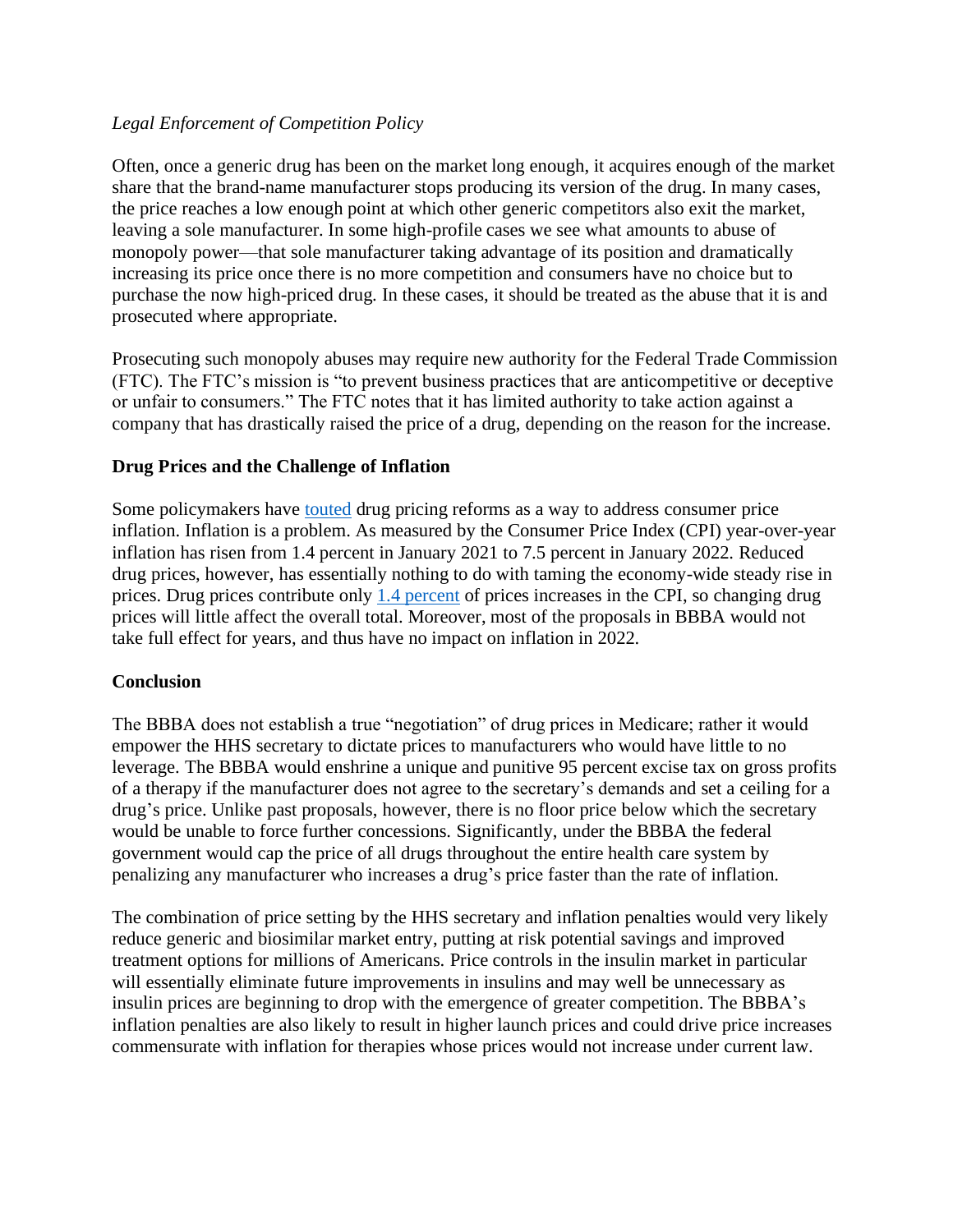*Legal Enforcement of Competition Policy*

Often, once a generic drug has been on the market long enough, it acquires enough of the market share that the brand-name manufacturer stops producing its version of the drug. In many cases, the price reaches a low enough point at which other generic competitors also exit the market, leaving a sole manufacturer. In some high-profile cases we see what amounts to abuse of monopoly power—that sole manufacturer taking advantage of its position and dramatically increasing its price once there is no more competition and consumers have no choice but to purchase the now high-priced drug. In these cases, it should be treated as the abuse that it is and prosecuted where appropriate.

Prosecuting such monopoly abuses may require new authority for the Federal Trade Commission (FTC). The FTC's mission is "to prevent business practices that are anticompetitive or deceptive or unfair to consumers." The FTC notes that it has limited authority to take action against a company that has drastically raised the price of a drug, depending on the reason for the increase.

## Drug Prices and the Challenge of Inflation

Some policymakers have touted drug pricing reforms as a way to address consumer price inflation. Inflation is a problem. As measured by the Consumer Price Index (CPI) year-over-year inflation has risen from 1.4 percent in January 2021 to 7.5 percent in January 2022. Reduced drug prices, however, has essentially nothing to do with taming the economy-wide steady rise in prices. Drug prices contribute only 1.4 percent of prices increases in the CPI, so changing drug prices will little affect the overall total. Moreover, most of the proposals in BBBA would not take full effect for years, and thus have no impact on inflation in 2022.

## Conclusion

The BBBA does not establish a true "negotiation" of drug prices in Medicare; rather it would empower the HHS secretary to dictate prices to manufacturers who would have little to no leverage. The BBBA would enshrine a unique and punitive 95 percent excise tax on gross profits of a therapy if the manufacturer does not agree to the secretary's demands and set a ceiling for a drug's price. Unlike past proposals, however, there is no floor price below which the secretary would be unable to force further concessions. Significantly, under the BBBA the federal government would cap the price of all drugs throughout the entire health care system by penalizing any manufacturer who increases a drug's price faster than the rate of inflation.

The combination of price setting by the HHS secretary and inflation penalties would very likely reduce generic and biosimilar market entry, putting at risk potential savings and improved treatment options for millions of Americans. Price controls in the insulin market in particular will essentially eliminate future improvements in insulins and may well be unnecessary as insulin prices are beginning to drop with the emergence of greater competition. The BBBA's inflation penalties are also likely to result in higher launch prices and could drive price increases commensurate with inflation for therapies whose prices would not increase under current law.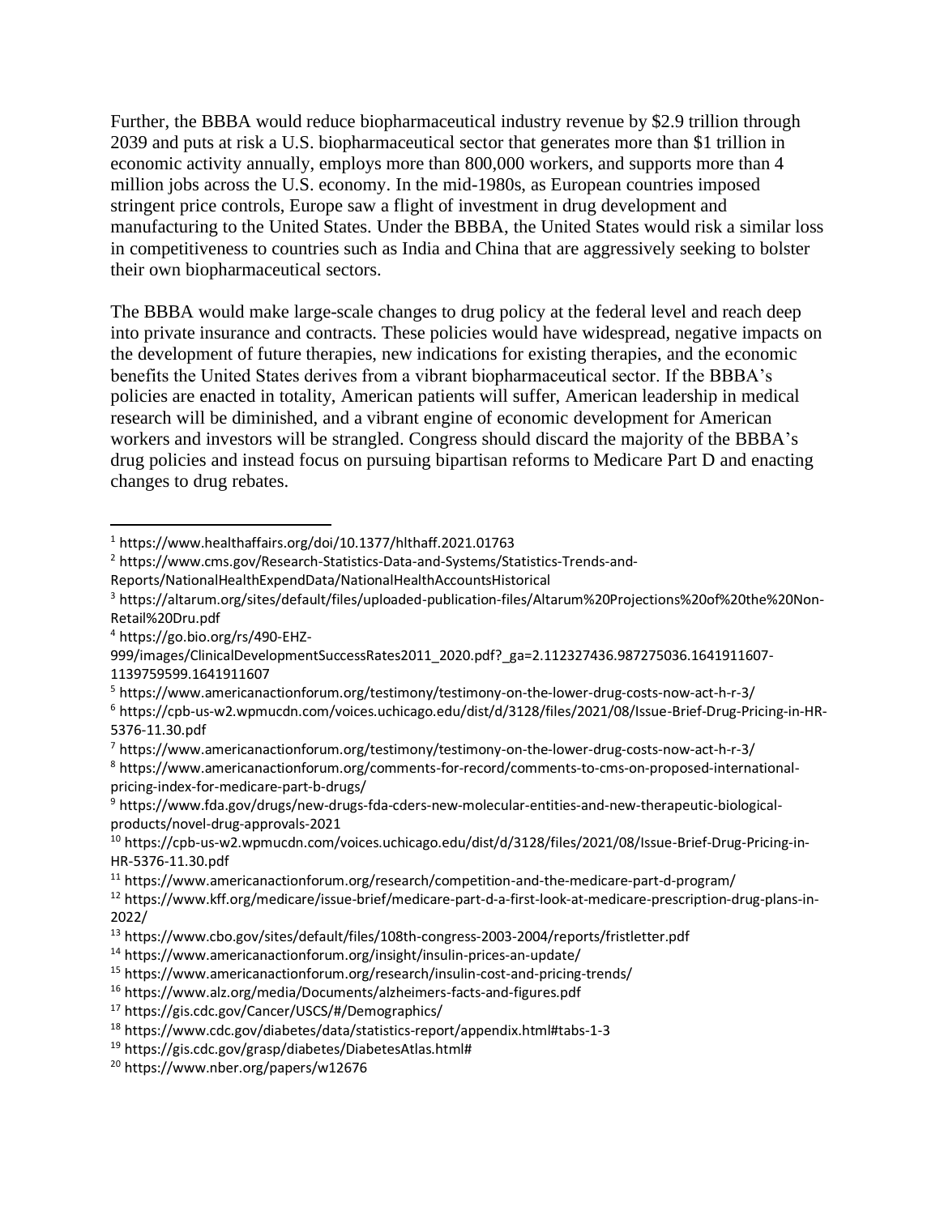Further, the BBBA would reduce biopharmaceutical industry revenue by $2.9 trillion through 2039 and puts at risk a U.S. biopharmaceutical sector that generates more than $1 trillion in economic activity annually, employs more than 800,000 workers, and supports more than 4 million jobs across the U.S. economy. In the mid-1980s, as European countries imposed stringent price controls, Europe saw a flight of investment in drug development and manufacturing to the United States. Under the BBBA, the United States would risk a similar loss in competitiveness to countries such as India and China that are aggressively seeking to bolster their own biopharmaceutical sectors.

The BBBA would make large-scale changes to drug policy at the federal level and reach deep into private insurance and contracts. These policies would have widespread, negative impacts on the development of future therapies, new indications for existing therapies, and the economic benefits the United States derives from a vibrant biopharmaceutical sector. If the BBBA's policies are enacted in totality, American patients will suffer, American leadership in medical research will be diminished, and a vibrant engine of economic development for American workers and investors will be strangled. Congress should discard the majority of the BBBA's drug policies and instead focus on pursuing bipartisan reforms to Medicare Part D and enacting changes to drug rebates.

---

[1] https://www.healthaffairs.org/doi/10.1377/hlthaff.2021.01763

[2] https://www.cms.gov/Research-Statistics-Data-and-Systems/Statistics-Trends-and-Reports/NationalHealthExpendData/NationalHealthAccountsHistorical

[3] https://altarum.org/sites/default/files/uploaded-publication-files/Altarum%20Projections%20of%20the%20Non-Retail%20Dru.pdf

[4] https://go.bio.org/rs/490-EHZ-999/images/ClinicalDevelopmentSuccessRates2011_2020.pdf?_ga=2.112327436.987275036.1641911607-1139759599.1641911607

[5] https://www.americanactionforum.org/testimony/testimony-on-the-lower-drug-costs-now-act-h-r-3/

[6] https://cpb-us-w2.wpmucdn.com/voices.uchicago.edu/dist/d/3128/files/2021/08/Issue-Brief-Drug-Pricing-in-HR-5376-11.30.pdf

[7] https://www.americanactionforum.org/testimony/testimony-on-the-lower-drug-costs-now-act-h-r-3/

[8] https://www.americanactionforum.org/comments-for-record/comments-to-cms-on-proposed-international-pricing-index-for-medicare-part-b-drugs/

[9] https://www.fda.gov/drugs/new-drugs-fda-cders-new-molecular-entities-and-new-therapeutic-biological-products/novel-drug-approvals-2021

[10] https://cpb-us-w2.wpmucdn.com/voices.uchicago.edu/dist/d/3128/files/2021/08/Issue-Brief-Drug-Pricing-in-HR-5376-11.30.pdf

[11] https://www.americanactionforum.org/research/competition-and-the-medicare-part-d-program/

[12] https://www.kff.org/medicare/issue-brief/medicare-part-d-a-first-look-at-medicare-prescription-drug-plans-in-2022/

[13] https://www.cbo.gov/sites/default/files/108th-congress-2003-2004/reports/fristletter.pdf

[14] https://www.americanactionforum.org/insight/insulin-prices-an-update/

[15] https://www.americanactionforum.org/research/insulin-cost-and-pricing-trends/

[16] https://www.alz.org/media/Documents/alzheimers-facts-and-figures.pdf

[17] https://gis.cdc.gov/Cancer/USCS/#/Demographics/

[18] https://www.cdc.gov/diabetes/data/statistics-report/appendix.html#tabs-1-3

[19] https://gis.cdc.gov/grasp/diabetes/DiabetesAtlas.html#

[20] https://www.nber.org/papers/w12676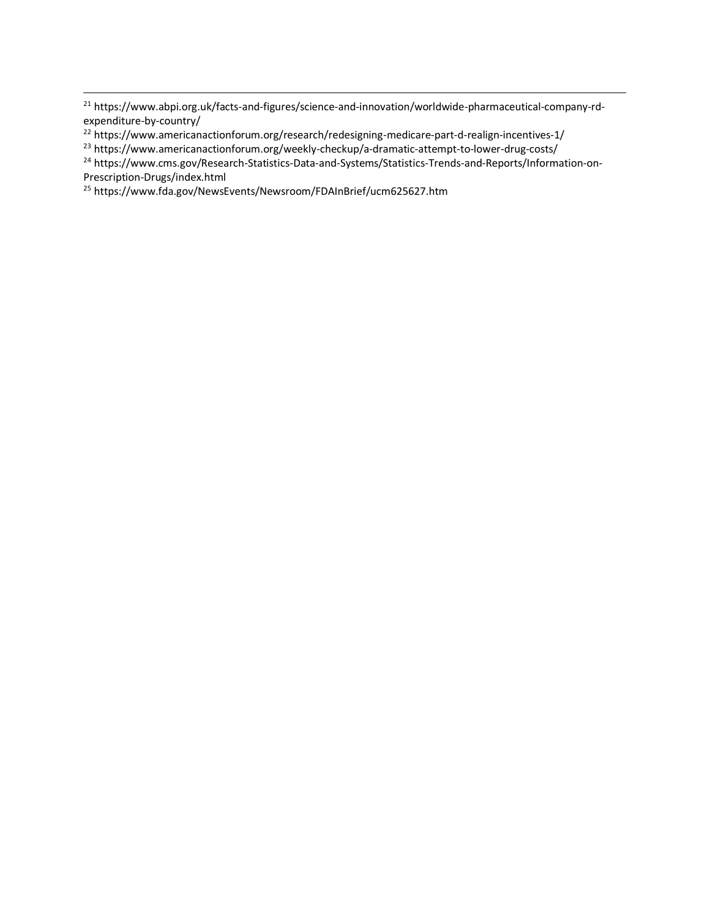[21] https://www.abpi.org.uk/facts-and-figures/science-and-innovation/worldwide-pharmaceutical-company-rd-expenditure-by-country/

[22] https://www.americanactionforum.org/research/redesigning-medicare-part-d-realign-incentives-1/

[23] https://www.americanactionforum.org/weekly-checkup/a-dramatic-attempt-to-lower-drug-costs/

[24] https://www.cms.gov/Research-Statistics-Data-and-Systems/Statistics-Trends-and-Reports/Information-on-Prescription-Drugs/index.html

[25] https://www.fda.gov/NewsEvents/Newsroom/FDAInBrief/ucm625627.htm